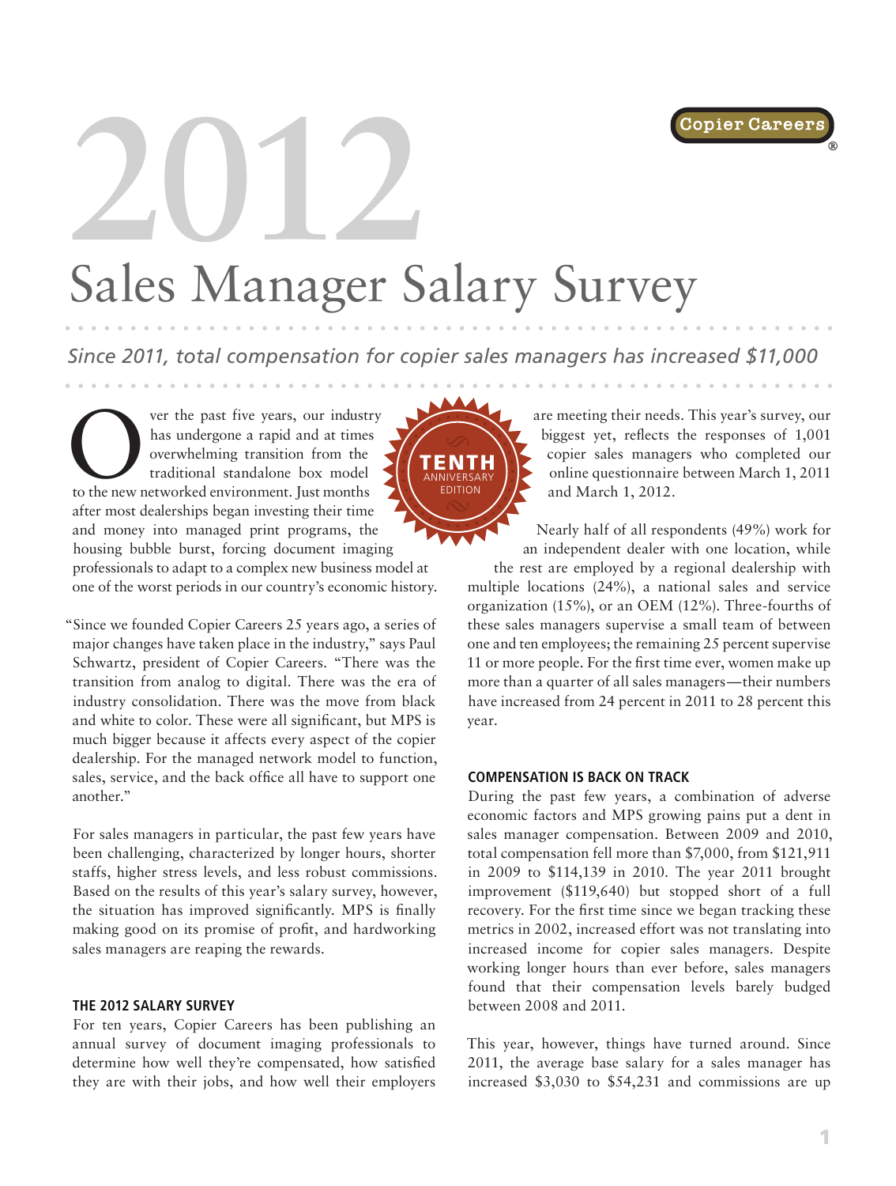# 2012 Sales Manager Salary Survey

*Since 2011, total compensation for copier sales managers has increased $11,000*

TENTH ANNIVERSARY EDITION

Over the past five years, our industry has undergone a rapid and at times overwhelming transition from the traditional standalone box model to the new networked environment. Just months after most dealerships began investing their time and money into managed print programs, the housing bubble burst, forcing document imaging professionals to adapt to a complex new business model at one of the worst periods in our country's economic history.

"Since we founded Copier Careers 25 years ago, a series of major changes have taken place in the industry," says Paul Schwartz, president of Copier Careers. "There was the transition from analog to digital. There was the era of industry consolidation. There was the move from black and white to color. These were all significant, but MPS is much bigger because it affects every aspect of the copier dealership. For the managed network model to function, sales, service, and the back office all have to support one another."

For sales managers in particular, the past few years have been challenging, characterized by longer hours, shorter staffs, higher stress levels, and less robust commissions. Based on the results of this year's salary survey, however, the situation has improved significantly. MPS is finally making good on its promise of profit, and hardworking sales managers are reaping the rewards.

## THE 2012 SALARY SURVEY

For ten years, Copier Careers has been publishing an annual survey of document imaging professionals to determine how well they're compensated, how satisfied they are with their jobs, and how well their employers are meeting their needs. This year's survey, our biggest yet, reflects the responses of 1,001 copier sales managers who completed our online questionnaire between March 1, 2011 and March 1, 2012.

Nearly half of all respondents (49%) work for an independent dealer with one location, while the rest are employed by a regional dealership with multiple locations (24%), a national sales and service organization (15%), or an OEM (12%). Three-fourths of these sales managers supervise a small team of between one and ten employees; the remaining 25 percent supervise 11 or more people. For the first time ever, women make up more than a quarter of all sales managers—their numbers have increased from 24 percent in 2011 to 28 percent this year.

## COMPENSATION IS BACK ON TRACK

During the past few years, a combination of adverse economic factors and MPS growing pains put a dent in sales manager compensation. Between 2009 and 2010, total compensation fell more than $7,000, from $121,911 in 2009 to $114,139 in 2010. The year 2011 brought improvement ($119,640) but stopped short of a full recovery. For the first time since we began tracking these metrics in 2002, increased effort was not translating into increased income for copier sales managers. Despite working longer hours than ever before, sales managers found that their compensation levels barely budged between 2008 and 2011.

This year, however, things have turned around. Since 2011, the average base salary for a sales manager has increased $3,030 to $54,231 and commissions are up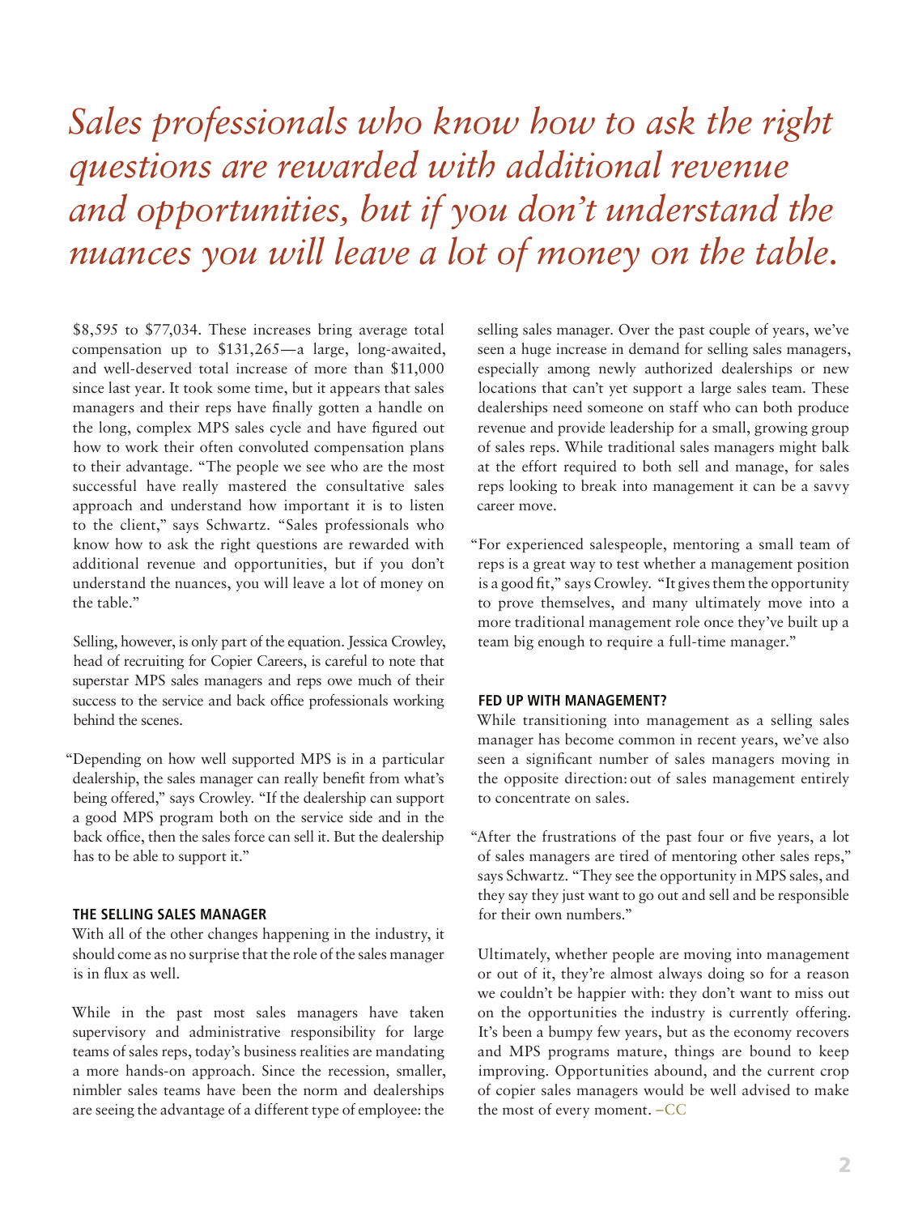*Sales professionals who know how to ask the right questions are rewarded with additional revenue and opportunities, but if you don't understand the nuances you will leave a lot of money on the table.*

$8,595 to $77,034. These increases bring average total compensation up to $131,265—a large, long-awaited, and well-deserved total increase of more than $11,000 since last year. It took some time, but it appears that sales managers and their reps have finally gotten a handle on the long, complex MPS sales cycle and have figured out how to work their often convoluted compensation plans to their advantage. "The people we see who are the most successful have really mastered the consultative sales approach and understand how important it is to listen to the client," says Schwartz. "Sales professionals who know how to ask the right questions are rewarded with additional revenue and opportunities, but if you don't understand the nuances, you will leave a lot of money on the table."

Selling, however, is only part of the equation. Jessica Crowley, head of recruiting for Copier Careers, is careful to note that superstar MPS sales managers and reps owe much of their success to the service and back office professionals working behind the scenes.

"Depending on how well supported MPS is in a particular dealership, the sales manager can really benefit from what's being offered," says Crowley. "If the dealership can support a good MPS program both on the service side and in the back office, then the sales force can sell it. But the dealership has to be able to support it."

**THE SELLING SALES MANAGER**

With all of the other changes happening in the industry, it should come as no surprise that the role of the sales manager is in flux as well.

While in the past most sales managers have taken supervisory and administrative responsibility for large teams of sales reps, today's business realities are mandating a more hands-on approach. Since the recession, smaller, nimbler sales teams have been the norm and dealerships are seeing the advantage of a different type of employee: the selling sales manager. Over the past couple of years, we've seen a huge increase in demand for selling sales managers, especially among newly authorized dealerships or new locations that can't yet support a large sales team. These dealerships need someone on staff who can both produce revenue and provide leadership for a small, growing group of sales reps. While traditional sales managers might balk at the effort required to both sell and manage, for sales reps looking to break into management it can be a savvy career move.

"For experienced salespeople, mentoring a small team of reps is a great way to test whether a management position is a good fit," says Crowley. "It gives them the opportunity to prove themselves, and many ultimately move into a more traditional management role once they've built up a team big enough to require a full-time manager."

**FED UP WITH MANAGEMENT?**

While transitioning into management as a selling sales manager has become common in recent years, we've also seen a significant number of sales managers moving in the opposite direction: out of sales management entirely to concentrate on sales.

"After the frustrations of the past four or five years, a lot of sales managers are tired of mentoring other sales reps," says Schwartz. "They see the opportunity in MPS sales, and they say they just want to go out and sell and be responsible for their own numbers."

Ultimately, whether people are moving into management or out of it, they're almost always doing so for a reason we couldn't be happier with: they don't want to miss out on the opportunities the industry is currently offering. It's been a bumpy few years, but as the economy recovers and MPS programs mature, things are bound to keep improving. Opportunities abound, and the current crop of copier sales managers would be well advised to make the most of every moment. –CC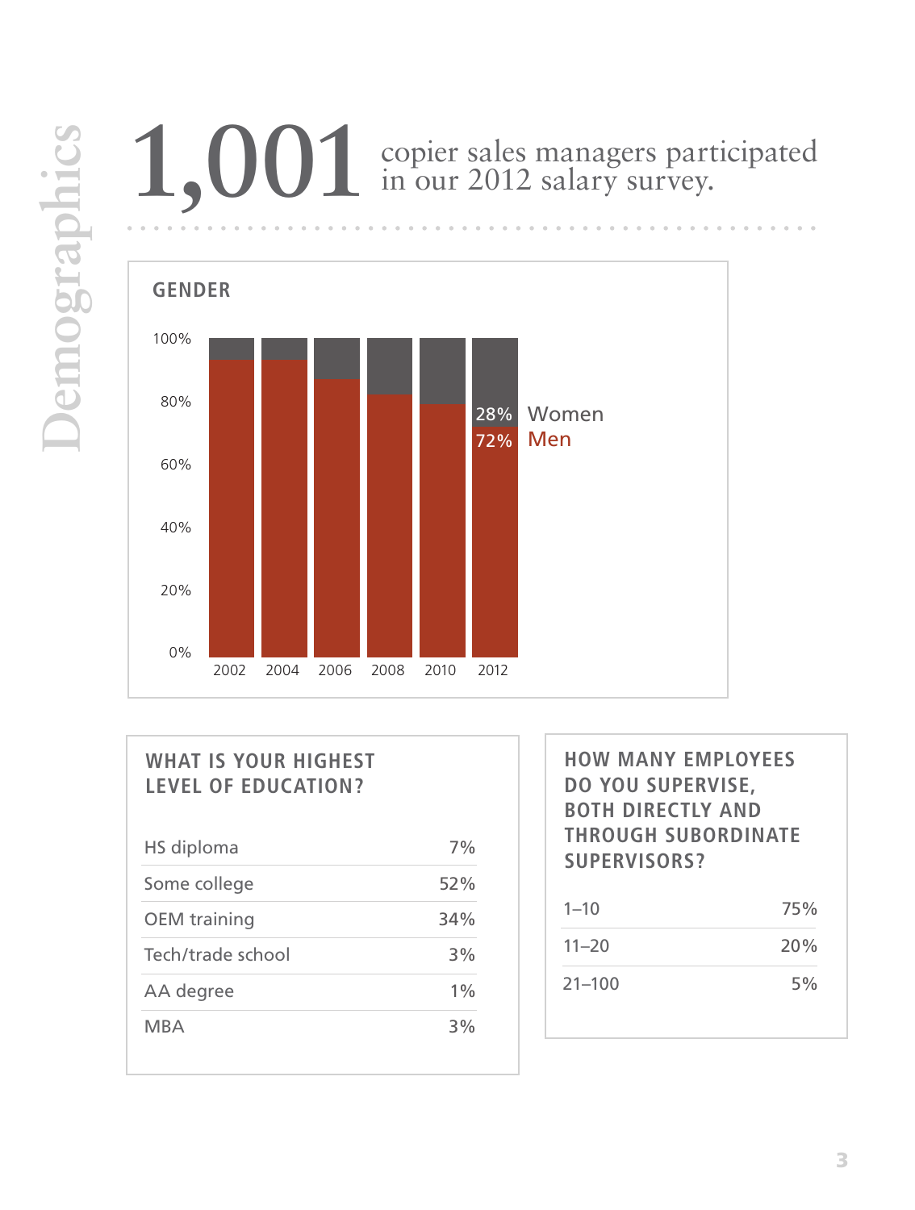# Demographics

**1,001** copier sales managers participated in our 2012 salary survey.

## GENDER

100%
80%
60%
40%
20%
0%

2002 2004 2006 2008 2010 2012

28% Women
72% Men

## WHAT IS YOUR HIGHEST LEVEL OF EDUCATION?

| | |
|---|---|
| HS diploma | 7% |
| Some college | 52% |
| OEM training | 34% |
| Tech/trade school | 3% |
| AA degree | 1% |
| MBA | 3% |

## HOW MANY EMPLOYEES DO YOU SUPERVISE, BOTH DIRECTLY AND THROUGH SUBORDINATE SUPERVISORS?

| | |
|---|---|
| 1–10 | 75% |
| 11–20 | 20% |
| 21–100 | 5% |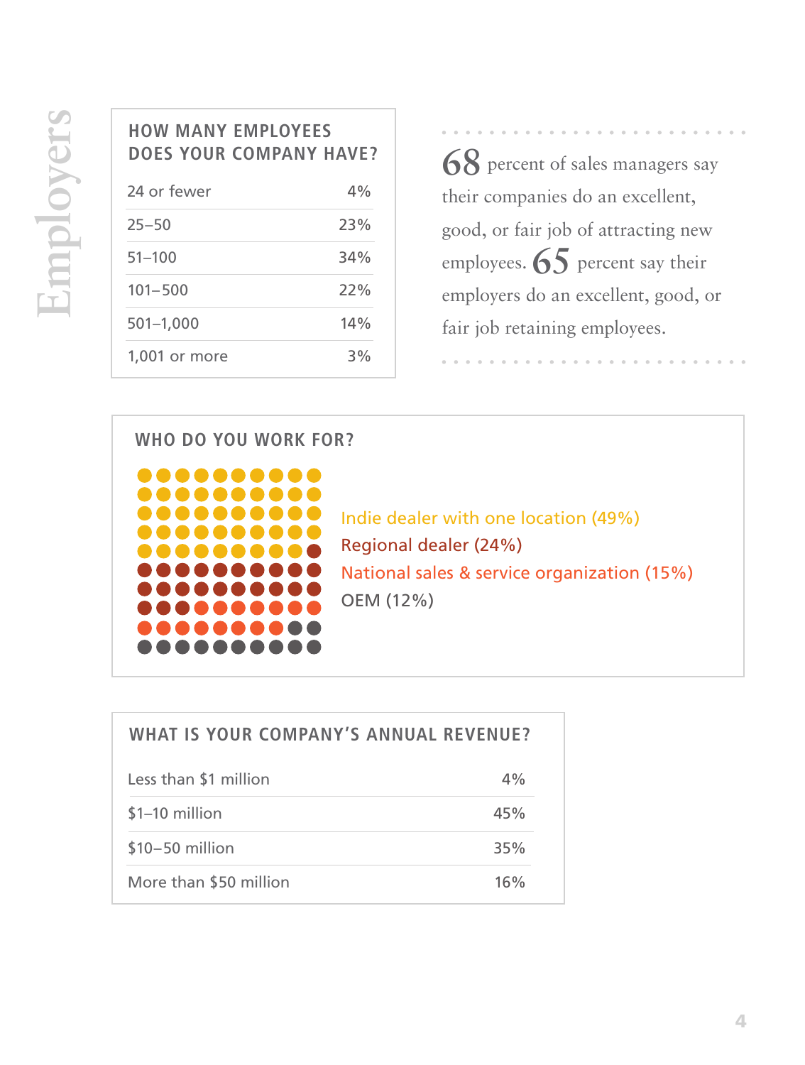# Employers

| HOW MANY EMPLOYEES DOES YOUR COMPANY HAVE? | |
|---|---|
| 24 or fewer | 4% |
| 25–50 | 23% |
| 51–100 | 34% |
| 101–500 | 22% |
| 501–1,000 | 14% |
| 1,001 or more | 3% |

**68** percent of sales managers say their companies do an excellent, good, or fair job of attracting new employees. **65** percent say their employers do an excellent, good, or fair job retaining employees.

## WHO DO YOU WORK FOR?

- Indie dealer with one location (49%)
- Regional dealer (24%)
- National sales & service organization (15%)
- OEM (12%)

| WHAT IS YOUR COMPANY'S ANNUAL REVENUE? | |
|---|---|
| Less than $1 million | 4% |
| $1–10 million | 45% |
| $10–50 million | 35% |
| More than $50 million | 16% |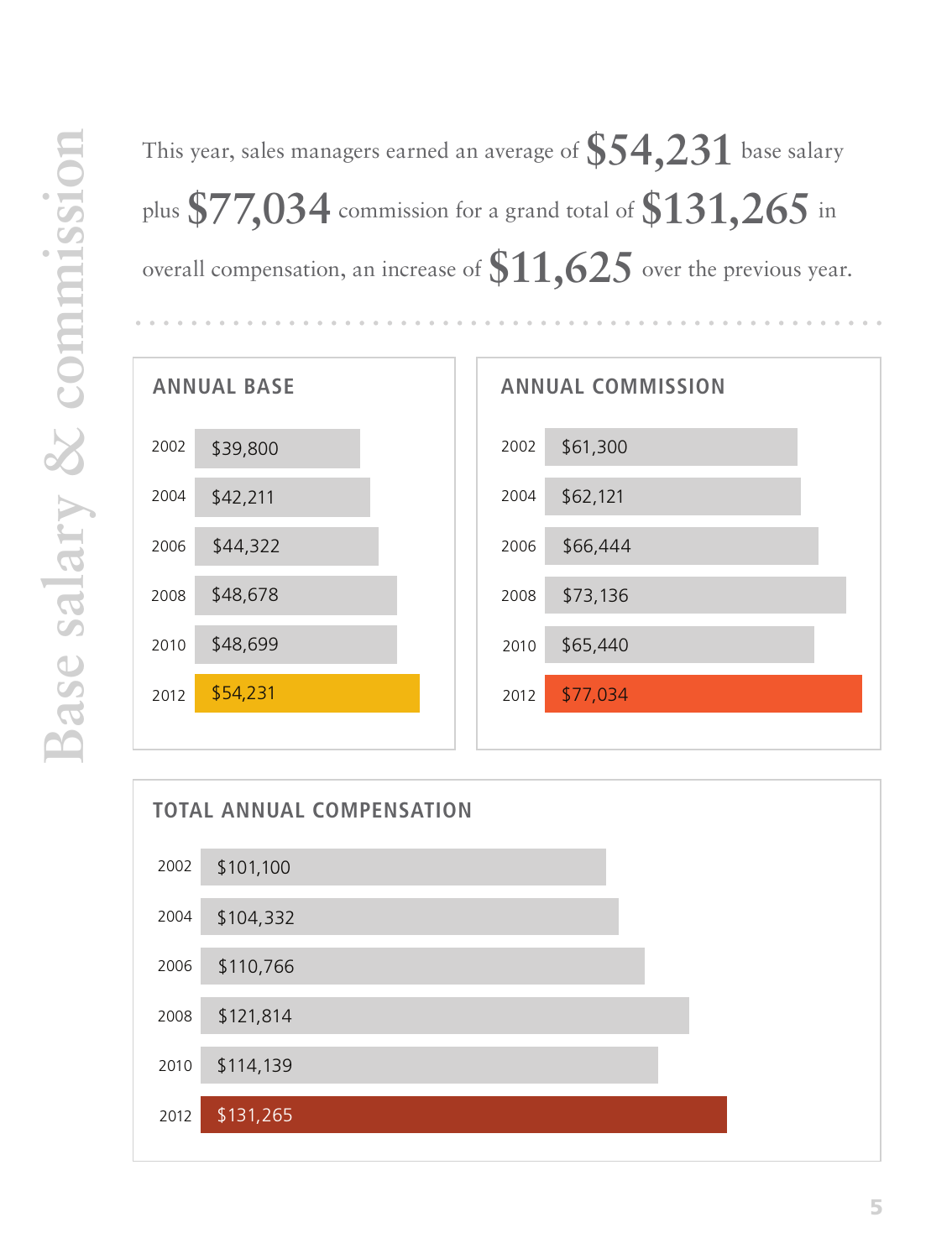# Base salary & commission

This year, sales managers earned an average of **$54,231** base salary plus **$77,034** commission for a grand total of **$131,265** in overall compensation, an increase of **$11,625** over the previous year.

## ANNUAL BASE

| Year | Amount |
|---|---|
| 2002 | $39,800 |
| 2004 | $42,211 |
| 2006 | $44,322 |
| 2008 | $48,678 |
| 2010 | $48,699 |
| 2012 | $54,231 |

## ANNUAL COMMISSION

| Year | Amount |
|---|---|
| 2002 | $61,300 |
| 2004 | $62,121 |
| 2006 | $66,444 |
| 2008 | $73,136 |
| 2010 | $65,440 |
| 2012 | $77,034 |

## TOTAL ANNUAL COMPENSATION

| Year | Amount |
|---|---|
| 2002 | $101,100 |
| 2004 | $104,332 |
| 2006 | $110,766 |
| 2008 | $121,814 |
| 2010 | $114,139 |
| 2012 | $131,265 |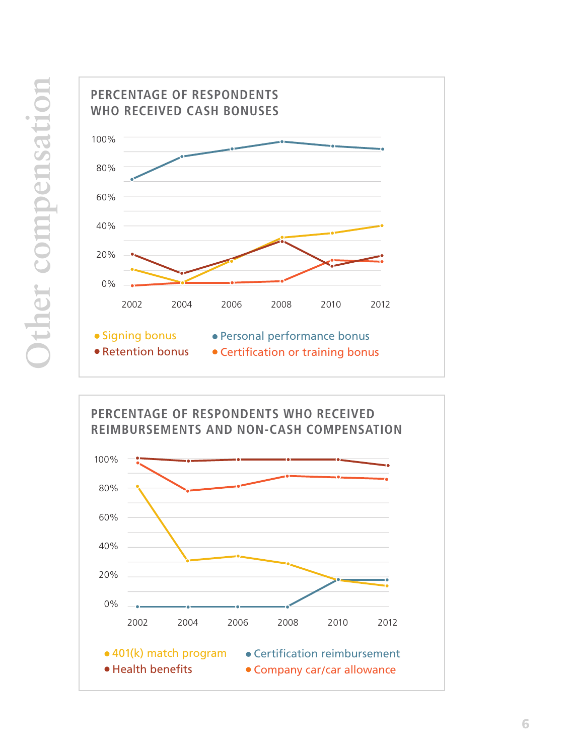# Other compensation

## PERCENTAGE OF RESPONDENTS WHO RECEIVED CASH BONUSES

100%
80%
60%
40%
20%
0%

2002 2004 2006 2008 2010 2012

- Signing bonus
- Personal performance bonus
- Retention bonus
- Certification or training bonus

## PERCENTAGE OF RESPONDENTS WHO RECEIVED REIMBURSEMENTS AND NON-CASH COMPENSATION

100%
80%
60%
40%
20%
0%

2002 2004 2006 2008 2010 2012

- 401(k) match program
- Certification reimbursement
- Health benefits
- Company car/car allowance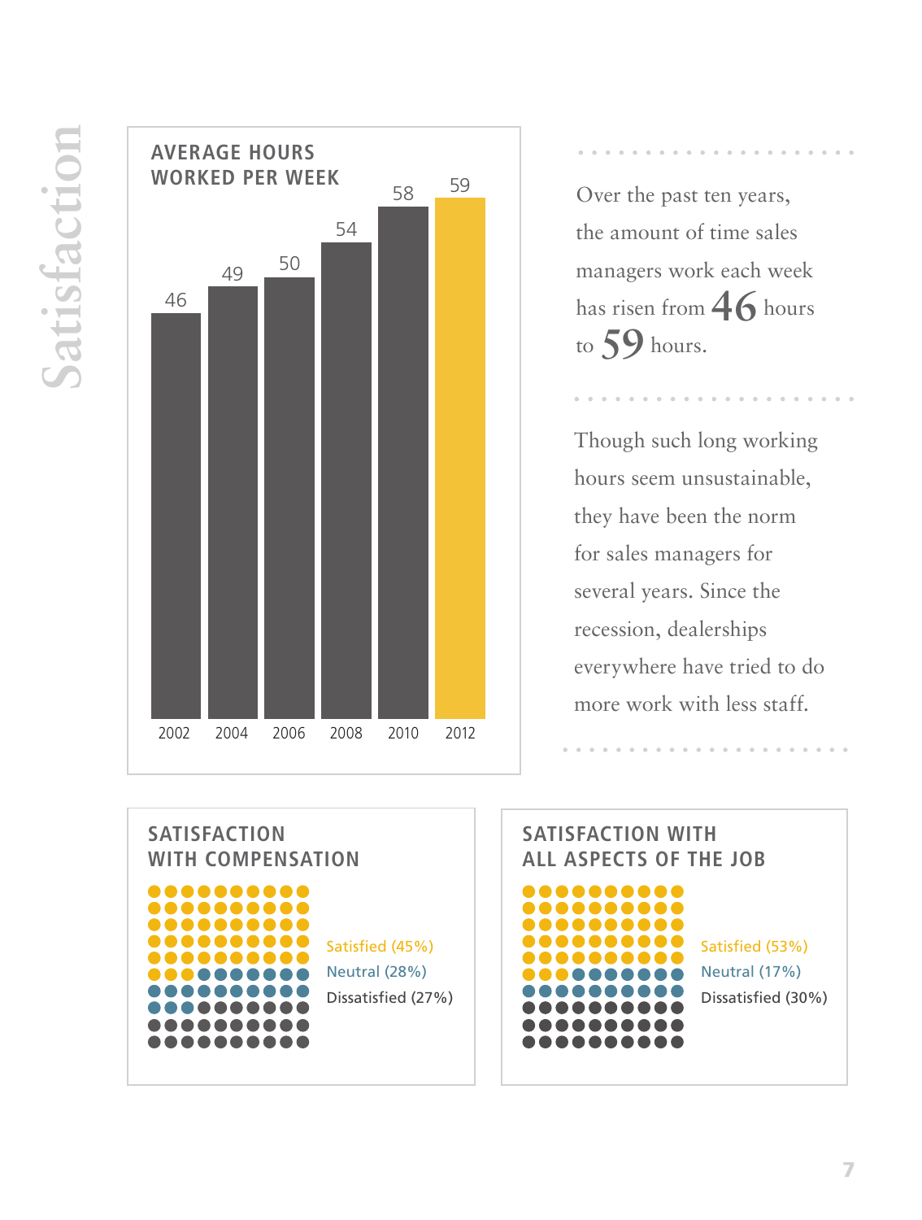# Satisfaction

## AVERAGE HOURS WORKED PER WEEK

| Year | Hours |
|---|---|
| 2002 | 46 |
| 2004 | 49 |
| 2006 | 50 |
| 2008 | 54 |
| 2010 | 58 |
| 2012 | 59 |

Over the past ten years, the amount of time sales managers work each week has risen from **46** hours to **59** hours.

Though such long working hours seem unsustainable, they have been the norm for sales managers for several years. Since the recession, dealerships everywhere have tried to do more work with less staff.

## SATISFACTION WITH COMPENSATION

- Satisfied (45%)
- Neutral (28%)
- Dissatisfied (27%)

## SATISFACTION WITH ALL ASPECTS OF THE JOB

- Satisfied (53%)
- Neutral (17%)
- Dissatisfied (30%)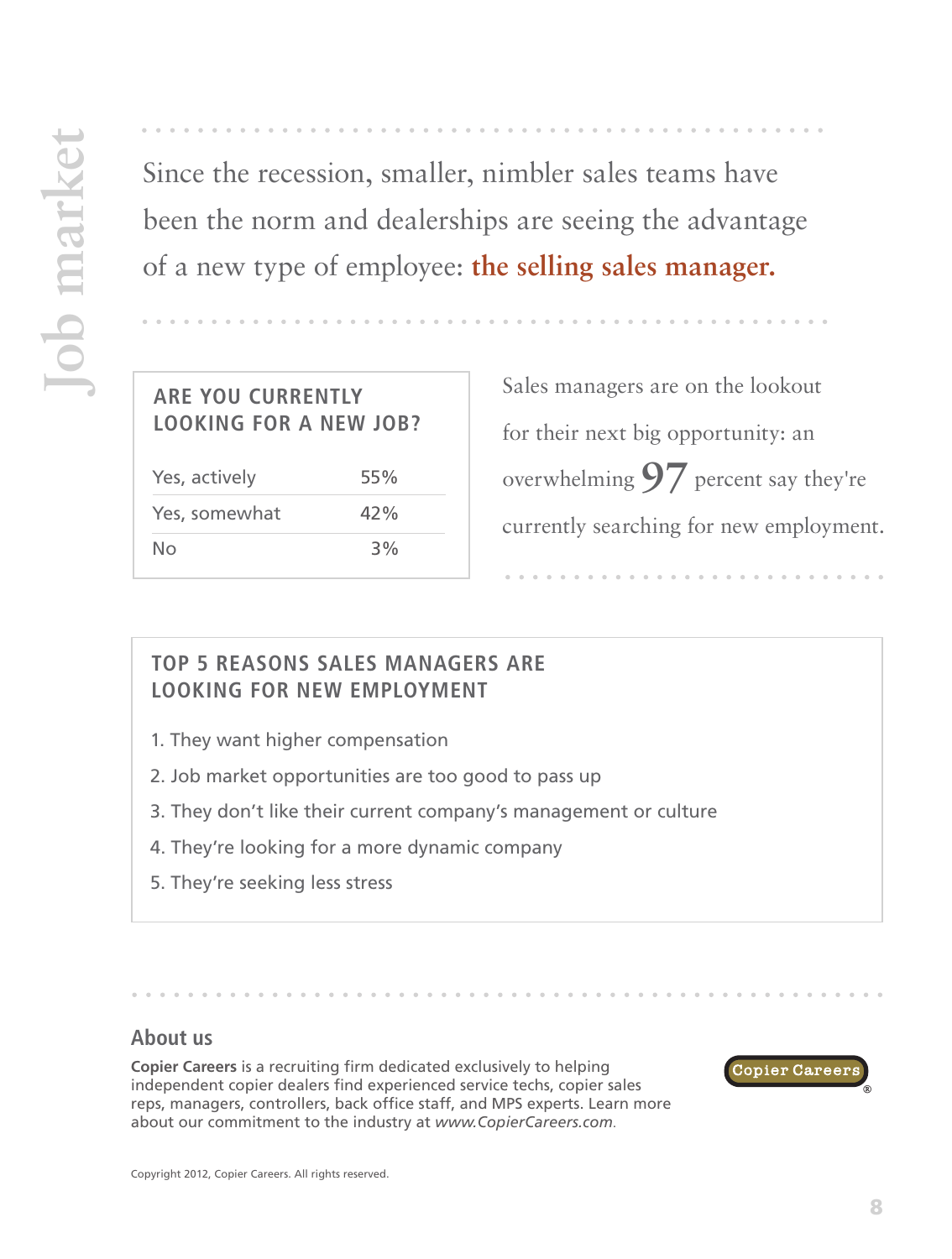# Job market

Since the recession, smaller, nimbler sales teams have been the norm and dealerships are seeing the advantage of a new type of employee: **the selling sales manager.**

**ARE YOU CURRENTLY LOOKING FOR A NEW JOB?**

| | |
|---|---|
| Yes, actively | 55% |
| Yes, somewhat | 42% |
| No | 3% |

Sales managers are on the lookout for their next big opportunity: an overwhelming **97** percent say they're currently searching for new employment.

**TOP 5 REASONS SALES MANAGERS ARE LOOKING FOR NEW EMPLOYMENT**

1. They want higher compensation
2. Job market opportunities are too good to pass up
3. They don't like their current company's management or culture
4. They're looking for a more dynamic company
5. They're seeking less stress

## About us

**Copier Careers** is a recruiting firm dedicated exclusively to helping independent copier dealers find experienced service techs, copier sales reps, managers, controllers, back office staff, and MPS experts. Learn more about our commitment to the industry at *www.CopierCareers.com*.

Copier Careers®

Copyright 2012, Copier Careers. All rights reserved.